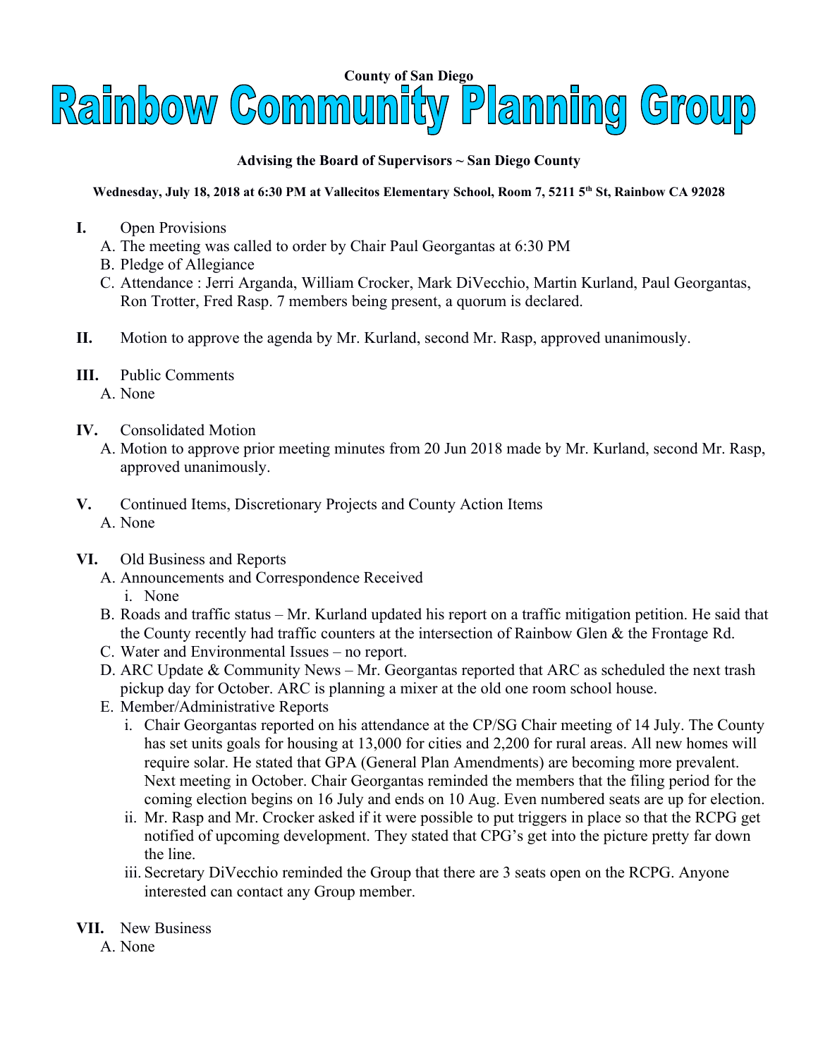**County of San Diego**

# Rainbow Community Planning Group

**Advising the Board of Supervisors ~ San Diego County**

**Wednesday, July 18, 2018 at 6:30 PM at Vallecitos Elementary School, Room 7, 5211 5th St, Rainbow CA 92028**

**I.** Open Provisions

A. The meeting was called to order by Chair Paul Georgantas at 6:30 PM

B. Pledge of Allegiance

C. Attendance : Jerri Arganda, William Crocker, Mark DiVecchio, Martin Kurland, Paul Georgantas, Ron Trotter, Fred Rasp. 7 members being present, a quorum is declared.

**II.** Motion to approve the agenda by Mr. Kurland, second Mr. Rasp, approved unanimously.

**III.** Public Comments

A. None

**IV.** Consolidated Motion

A. Motion to approve prior meeting minutes from 20 Jun 2018 made by Mr. Kurland, second Mr. Rasp, approved unanimously.

**V.** Continued Items, Discretionary Projects and County Action Items

A. None

**VI.** Old Business and Reports

A. Announcements and Correspondence Received

i. None

B. Roads and traffic status – Mr. Kurland updated his report on a traffic mitigation petition. He said that the County recently had traffic counters at the intersection of Rainbow Glen & the Frontage Rd.

C. Water and Environmental Issues – no report.

D. ARC Update & Community News – Mr. Georgantas reported that ARC as scheduled the next trash pickup day for October. ARC is planning a mixer at the old one room school house.

E. Member/Administrative Reports

i. Chair Georgantas reported on his attendance at the CP/SG Chair meeting of 14 July. The County has set units goals for housing at 13,000 for cities and 2,200 for rural areas. All new homes will require solar. He stated that GPA (General Plan Amendments) are becoming more prevalent. Next meeting in October. Chair Georgantas reminded the members that the filing period for the coming election begins on 16 July and ends on 10 Aug. Even numbered seats are up for election.

ii. Mr. Rasp and Mr. Crocker asked if it were possible to put triggers in place so that the RCPG get notified of upcoming development. They stated that CPG's get into the picture pretty far down the line.

iii. Secretary DiVecchio reminded the Group that there are 3 seats open on the RCPG. Anyone interested can contact any Group member.

**VII.** New Business

A. None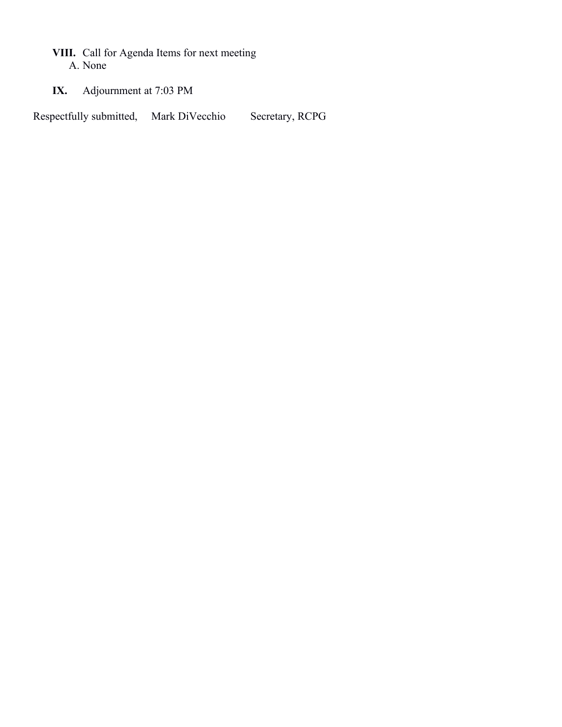**VIII.** Call for Agenda Items for next meeting

A. None

**IX.** Adjournment at 7:03 PM

Respectfully submitted, Mark DiVecchio Secretary, RCPG